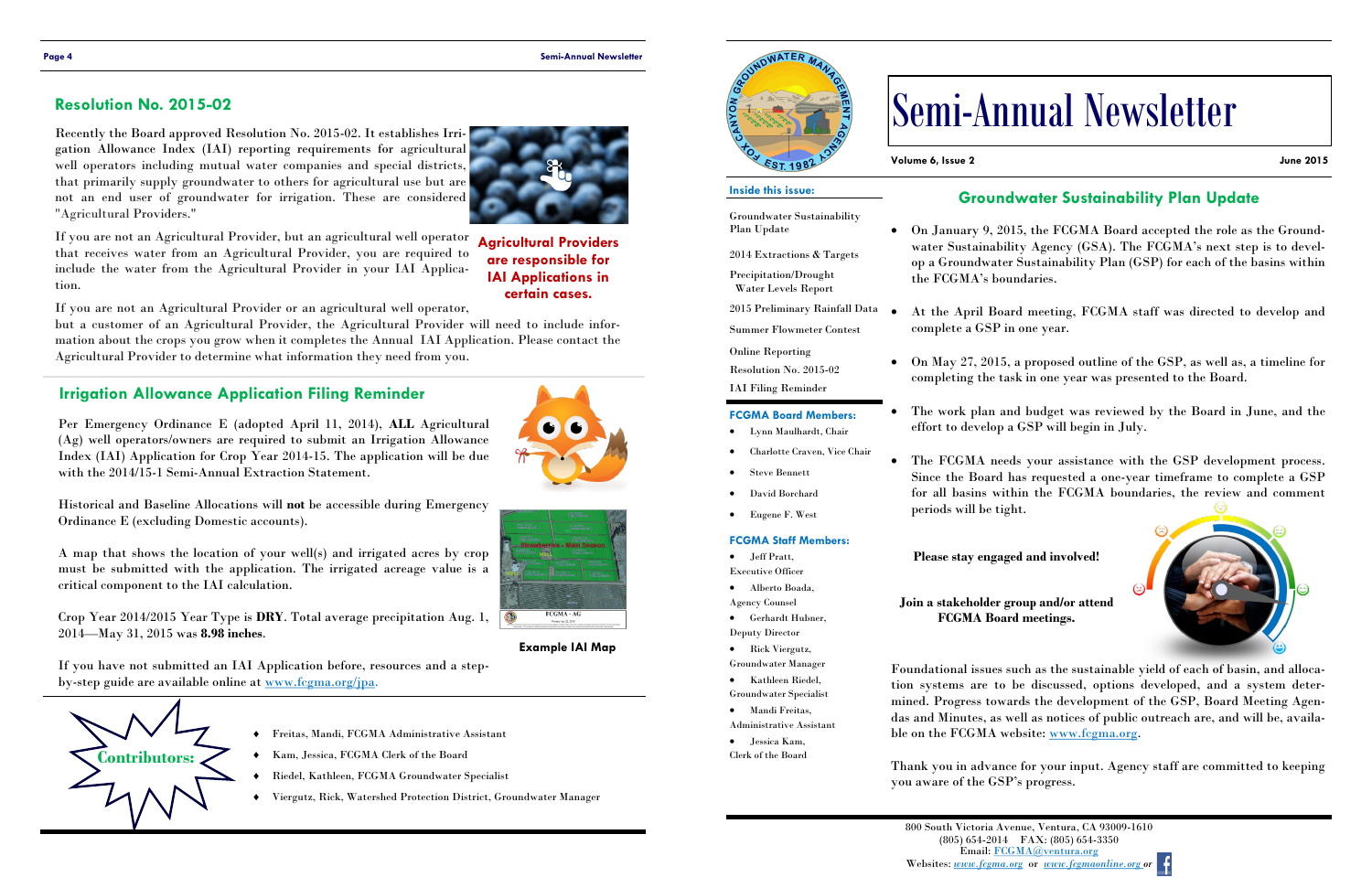## Resolution No. 2015-02

Recently the Board approved Resolution No. 2015-02. It establishes Irrigation Allowance Index (IAI) reporting requirements for agricultural well operators including mutual water companies and special districts, that primarily supply groundwater to others for agricultural use but are not an end user of groundwater for irrigation. These are considered "Agricultural Providers."

If you are not an Agricultural Provider, but an agricultural well operator that receives water from an Agricultural Provider, you are required to include the water from the Agricultural Provider in your IAI Application.

**Agricultural Providers are responsible for IAI Applications in certain cases.**

If you are not an Agricultural Provider or an agricultural well operator, but a customer of an Agricultural Provider, the Agricultural Provider will need to include information about the crops you grow when it completes the Annual IAI Application. Please contact the Agricultural Provider to determine what information they need from you.

## Irrigation Allowance Application Filing Reminder

Per Emergency Ordinance E (adopted April 11, 2014), **ALL** Agricultural (Ag) well operators/owners are required to submit an Irrigation Allowance Index (IAI) Application for Crop Year 2014-15. The application will be due with the 2014/15-1 Semi-Annual Extraction Statement.

Historical and Baseline Allocations will **not** be accessible during Emergency Ordinance E (excluding Domestic accounts).

A map that shows the location of your well(s) and irrigated acres by crop must be submitted with the application. The irrigated acreage value is a critical component to the IAI calculation.

Crop Year 2014/2015 Year Type is **DRY**. Total average precipitation Aug. 1, 2014—May 31, 2015 was **8.98 inches**.

If you have not submitted an IAI Application before, resources and a step-by-step guide are available online at www.fcgma.org/jpa.

Example IAI Map

**Contributors:**

- Freitas, Mandi, FCGMA Administrative Assistant
- Kam, Jessica, FCGMA Clerk of the Board
- Riedel, Kathleen, FCGMA Groundwater Specialist
- Viergutz, Rick, Watershed Protection District, Groundwater Manager

# Semi-Annual Newsletter

Volume 6, Issue 2 — June 2015

**Inside this issue:**

- Groundwater Sustainability Plan Update
- 2014 Extractions & Targets
- Precipitation/Drought Water Levels Report
- 2015 Preliminary Rainfall Data
- Summer Flowmeter Contest
- Online Reporting
- Resolution No. 2015-02
- IAI Filing Reminder

**FCGMA Board Members:**

- Lynn Maulhardt, Chair
- Charlotte Craven, Vice Chair
- Steve Bennett
- David Borchard
- Eugene F. West

**FCGMA Staff Members:**

- Jeff Pratt, Executive Officer
- Alberto Boada, Agency Counsel
- Gerhardt Hubner, Deputy Director
- Rick Viergutz, Groundwater Manager
- Kathleen Riedel, Groundwater Specialist
- Mandi Freitas, Administrative Assistant
- Jessica Kam, Clerk of the Board

## Groundwater Sustainability Plan Update

- On January 9, 2015, the FCGMA Board accepted the role as the Groundwater Sustainability Agency (GSA). The FCGMA's next step is to develop a Groundwater Sustainability Plan (GSP) for each of the basins within the FCGMA's boundaries.
- At the April Board meeting, FCGMA staff was directed to develop and complete a GSP in one year.
- On May 27, 2015, a proposed outline of the GSP, as well as, a timeline for completing the task in one year was presented to the Board.
- The work plan and budget was reviewed by the Board in June, and the effort to develop a GSP will begin in July.
- The FCGMA needs your assistance with the GSP development process. Since the Board has requested a one-year timeframe to complete a GSP for all basins within the FCGMA boundaries, the review and comment periods will be tight.

**Please stay engaged and involved!**

**Join a stakeholder group and/or attend FCGMA Board meetings.**

Foundational issues such as the sustainable yield of each of basin, and allocation systems are to be discussed, options developed, and a system determined. Progress towards the development of the GSP, Board Meeting Agendas and Minutes, as well as notices of public outreach are, and will be, available on the FCGMA website: www.fcgma.org.

Thank you in advance for your input. Agency staff are committed to keeping you aware of the GSP's progress.

800 South Victoria Avenue, Ventura, CA 93009-1610
(805) 654-2014 FAX: (805) 654-3350
Email: FCGMA@ventura.org
Websites: www.fcgma.org or www.fcgmaonline.org or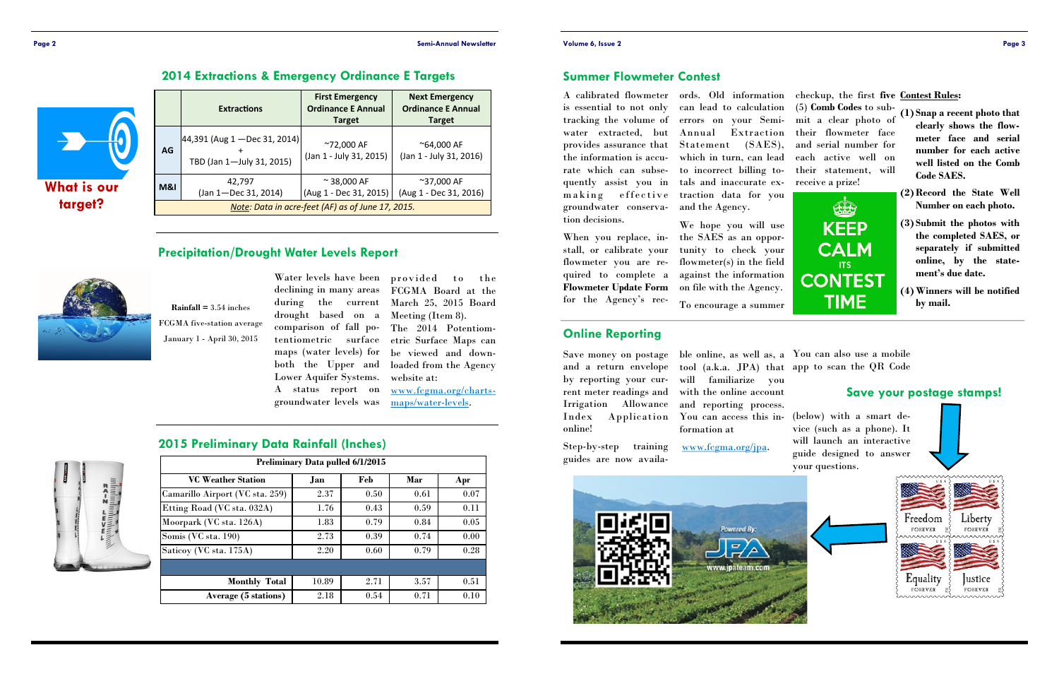## 2014 Extractions & Emergency Ordinance E Targets

What is our target?

| | Extractions | First Emergency Ordinance E Annual Target | Next Emergency Ordinance E Annual Target |
|---|---|---|---|
| AG | 44,391 (Aug 1 —Dec 31, 2014) + TBD (Jan 1—July 31, 2015) | ~72,000 AF (Jan 1 - July 31, 2015) | ~64,000 AF (Jan 1 - July 31, 2016) |
| M&I | 42,797 (Jan 1—Dec 31, 2014) | ~ 38,000 AF (Aug 1 - Dec 31, 2015) | ~37,000 AF (Aug 1 - Dec 31, 2016) |

*Note: Data in acre-feet (AF) as of June 17, 2015.*

## Precipitation/Drought Water Levels Report

**Rainfall =** 3.54 inches
FCGMA five-station average
January 1 - April 30, 2015

Water levels have been declining in many areas during the current drought based on a comparison of fall potentiometric surface maps (water levels) for both the Upper and Lower Aquifer Systems. A status report on groundwater levels was provided to the FCGMA Board at the March 25, 2015 Board Meeting (Item 8). The 2014 Potentiometric Surface Maps can be viewed and downloaded from the Agency website at: www.fcgma.org/charts-maps/water-levels.

## 2015 Preliminary Data Rainfall (Inches)

| Preliminary Data pulled 6/1/2015 | | | | |
|---|---|---|---|---|
| VC Weather Station | Jan | Feb | Mar | Apr |
| Camarillo Airport (VC sta. 259) | 2.37 | 0.50 | 0.61 | 0.07 |
| Etting Road (VC sta. 032A) | 1.76 | 0.43 | 0.59 | 0.11 |
| Moorpark (VC sta. 126A) | 1.83 | 0.79 | 0.84 | 0.05 |
| Somis (VC sta. 190) | 2.73 | 0.39 | 0.74 | 0.00 |
| Saticoy (VC sta. 175A) | 2.20 | 0.60 | 0.79 | 0.28 |
| | | | | |
| **Monthly Total** | 10.89 | 2.71 | 3.57 | 0.51 |
| **Average (5 stations)** | 2.18 | 0.54 | 0.71 | 0.10 |

## Summer Flowmeter Contest

A calibrated flowmeter is essential to not only tracking the volume of water extracted, but provides assurance that the information is accurate which can subsequently assist you in making effective groundwater conservation decisions.

When you replace, install, or calibrate your flowmeter you are required to complete a **Flowmeter Update Form** for the Agency's records. Old information can lead to calculation errors on your Semi-Annual Extraction Statement (SAES), which in turn, can lead to incorrect billing totals and inaccurate extraction data for you and the Agency.

We hope you will use the SAES as an opportunity to check your flowmeter(s) against the information on file with the Agency.

To encourage a summer checkup, the first **five** (5) **Comb Codes** to submit a clear photo of their flowmeter face and serial number for each active well on their statement, will receive a prize!

KEEP CALM ITS CONTEST TIME

__Contest Rules:__

**(1) Snap a recent photo that clearly shows the flowmeter face and serial number for each active well listed on the Comb Code SAES.**

**(2) Record the State Well Number on each photo.**

**(3) Submit the photos with the completed SAES, or separately if submitted online, by the statement's due date.**

**(4) Winners will be notified by mail.**

## Online Reporting

Save money on postage and a return envelope by reporting your current meter readings and Irrigation Allowance Index Application online!

Step-by-step training guides are now available online, as well as, a mobile tool (a.k.a. JPA) that will familiarize you with the online account and reporting process. You can access this information at www.fcgma.org/jpa.

You can also use a mobile app to scan the QR Code (below) with a smart device (such as a phone). It will launch an interactive guide designed to answer your questions.

**Save your postage stamps!**

Powered By: JPA www.jpateam.com